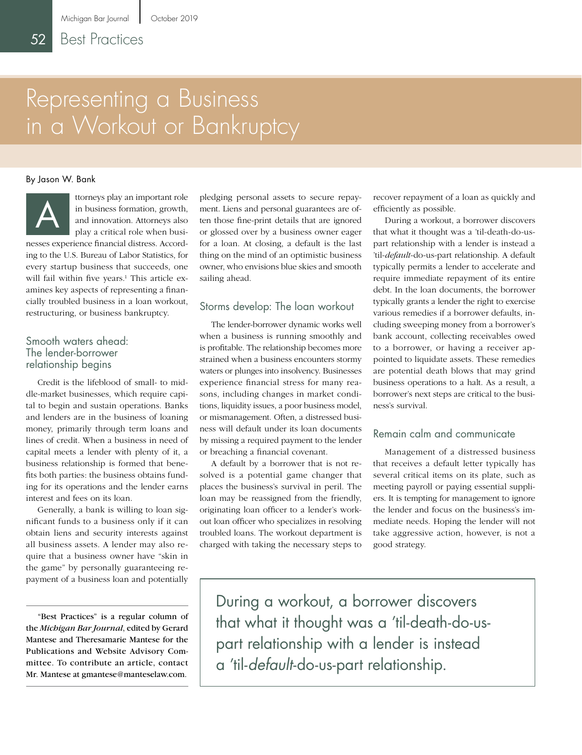# Representing a Business in a Workout or Bankruptcy

By Jason W. Bank

Attorneys play an important role in business formation, growth, and innovation. Attorneys also play a critical role when businesses experience financial distress. According to the U.S. Bureau of Labor Statistics, for every startup business that succeeds, one will fail within five years.[1] This article examines key aspects of representing a financially troubled business in a loan workout, restructuring, or business bankruptcy.

## Smooth waters ahead: The lender-borrower relationship begins

Credit is the lifeblood of small- to middle-market businesses, which require capital to begin and sustain operations. Banks and lenders are in the business of loaning money, primarily through term loans and lines of credit. When a business in need of capital meets a lender with plenty of it, a business relationship is formed that benefits both parties: the business obtains funding for its operations and the lender earns interest and fees on its loan.

Generally, a bank is willing to loan significant funds to a business only if it can obtain liens and security interests against all business assets. A lender may also require that a business owner have "skin in the game" by personally guaranteeing repayment of a business loan and potentially pledging personal assets to secure repayment. Liens and personal guarantees are often those fine-print details that are ignored or glossed over by a business owner eager for a loan. At closing, a default is the last thing on the mind of an optimistic business owner, who envisions blue skies and smooth sailing ahead.

## Storms develop: The loan workout

The lender-borrower dynamic works well when a business is running smoothly and is profitable. The relationship becomes more strained when a business encounters stormy waters or plunges into insolvency. Businesses experience financial stress for many reasons, including changes in market conditions, liquidity issues, a poor business model, or mismanagement. Often, a distressed business will default under its loan documents by missing a required payment to the lender or breaching a financial covenant.

A default by a borrower that is not resolved is a potential game changer that places the business's survival in peril. The loan may be reassigned from the friendly, originating loan officer to a lender's workout loan officer who specializes in resolving troubled loans. The workout department is charged with taking the necessary steps to recover repayment of a loan as quickly and efficiently as possible.

During a workout, a borrower discovers that what it thought was a 'til-death-do-us-part relationship with a lender is instead a 'til-*default*-do-us-part relationship. A default typically permits a lender to accelerate and require immediate repayment of its entire debt. In the loan documents, the borrower typically grants a lender the right to exercise various remedies if a borrower defaults, including sweeping money from a borrower's bank account, collecting receivables owed to a borrower, or having a receiver appointed to liquidate assets. These remedies are potential death blows that may grind business operations to a halt. As a result, a borrower's next steps are critical to the business's survival.

## Remain calm and communicate

Management of a distressed business that receives a default letter typically has several critical items on its plate, such as meeting payroll or paying essential suppliers. It is tempting for management to ignore the lender and focus on the business's immediate needs. Hoping the lender will not take aggressive action, however, is not a good strategy.

> During a workout, a borrower discovers that what it thought was a 'til-death-do-us-part relationship with a lender is instead a 'til-*default*-do-us-part relationship.

---

"Best Practices" is a regular column of the *Michigan Bar Journal*, edited by Gerard Mantese and Theresamarie Mantese for the Publications and Website Advisory Committee. To contribute an article, contact Mr. Mantese at gmantese@manteselaw.com.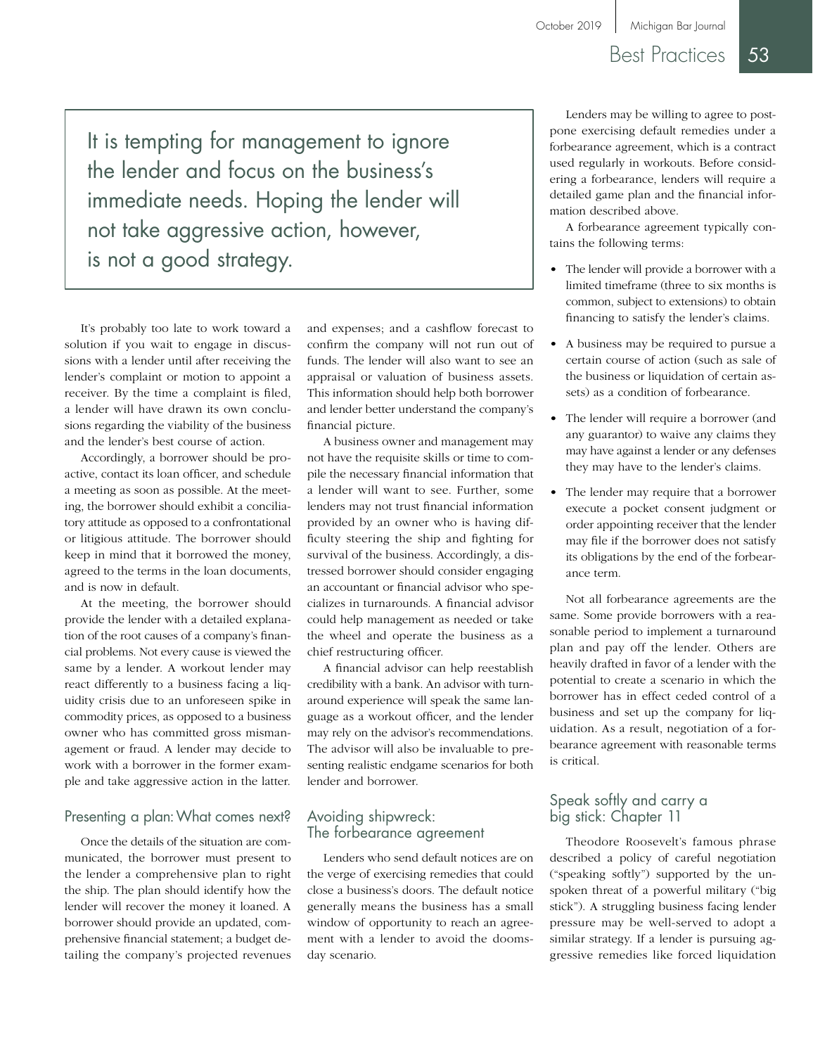> It is tempting for management to ignore the lender and focus on the business's immediate needs. Hoping the lender will not take aggressive action, however, is not a good strategy.

It's probably too late to work toward a solution if you wait to engage in discussions with a lender until after receiving the lender's complaint or motion to appoint a receiver. By the time a complaint is filed, a lender will have drawn its own conclusions regarding the viability of the business and the lender's best course of action.

Accordingly, a borrower should be proactive, contact its loan officer, and schedule a meeting as soon as possible. At the meeting, the borrower should exhibit a conciliatory attitude as opposed to a confrontational or litigious attitude. The borrower should keep in mind that it borrowed the money, agreed to the terms in the loan documents, and is now in default.

At the meeting, the borrower should provide the lender with a detailed explanation of the root causes of a company's financial problems. Not every cause is viewed the same by a lender. A workout lender may react differently to a business facing a liquidity crisis due to an unforeseen spike in commodity prices, as opposed to a business owner who has committed gross mismanagement or fraud. A lender may decide to work with a borrower in the former example and take aggressive action in the latter.

## Presenting a plan: What comes next?

Once the details of the situation are communicated, the borrower must present to the lender a comprehensive plan to right the ship. The plan should identify how the lender will recover the money it loaned. A borrower should provide an updated, comprehensive financial statement; a budget detailing the company's projected revenues and expenses; and a cashflow forecast to confirm the company will not run out of funds. The lender will also want to see an appraisal or valuation of business assets. This information should help both borrower and lender better understand the company's financial picture.

A business owner and management may not have the requisite skills or time to compile the necessary financial information that a lender will want to see. Further, some lenders may not trust financial information provided by an owner who is having difficulty steering the ship and fighting for survival of the business. Accordingly, a distressed borrower should consider engaging an accountant or financial advisor who specializes in turnarounds. A financial advisor could help management as needed or take the wheel and operate the business as a chief restructuring officer.

A financial advisor can help reestablish credibility with a bank. An advisor with turnaround experience will speak the same language as a workout officer, and the lender may rely on the advisor's recommendations. The advisor will also be invaluable to presenting realistic endgame scenarios for both lender and borrower.

## Avoiding shipwreck: The forbearance agreement

Lenders who send default notices are on the verge of exercising remedies that could close a business's doors. The default notice generally means the business has a small window of opportunity to reach an agreement with a lender to avoid the doomsday scenario.

Lenders may be willing to agree to postpone exercising default remedies under a forbearance agreement, which is a contract used regularly in workouts. Before considering a forbearance, lenders will require a detailed game plan and the financial information described above.

A forbearance agreement typically contains the following terms:

- The lender will provide a borrower with a limited timeframe (three to six months is common, subject to extensions) to obtain financing to satisfy the lender's claims.
- A business may be required to pursue a certain course of action (such as sale of the business or liquidation of certain assets) as a condition of forbearance.
- The lender will require a borrower (and any guarantor) to waive any claims they may have against a lender or any defenses they may have to the lender's claims.
- The lender may require that a borrower execute a pocket consent judgment or order appointing receiver that the lender may file if the borrower does not satisfy its obligations by the end of the forbearance term.

Not all forbearance agreements are the same. Some provide borrowers with a reasonable period to implement a turnaround plan and pay off the lender. Others are heavily drafted in favor of a lender with the potential to create a scenario in which the borrower has in effect ceded control of a business and set up the company for liquidation. As a result, negotiation of a forbearance agreement with reasonable terms is critical.

## Speak softly and carry a big stick: Chapter 11

Theodore Roosevelt's famous phrase described a policy of careful negotiation ("speaking softly") supported by the unspoken threat of a powerful military ("big stick"). A struggling business facing lender pressure may be well-served to adopt a similar strategy. If a lender is pursuing aggressive remedies like forced liquidation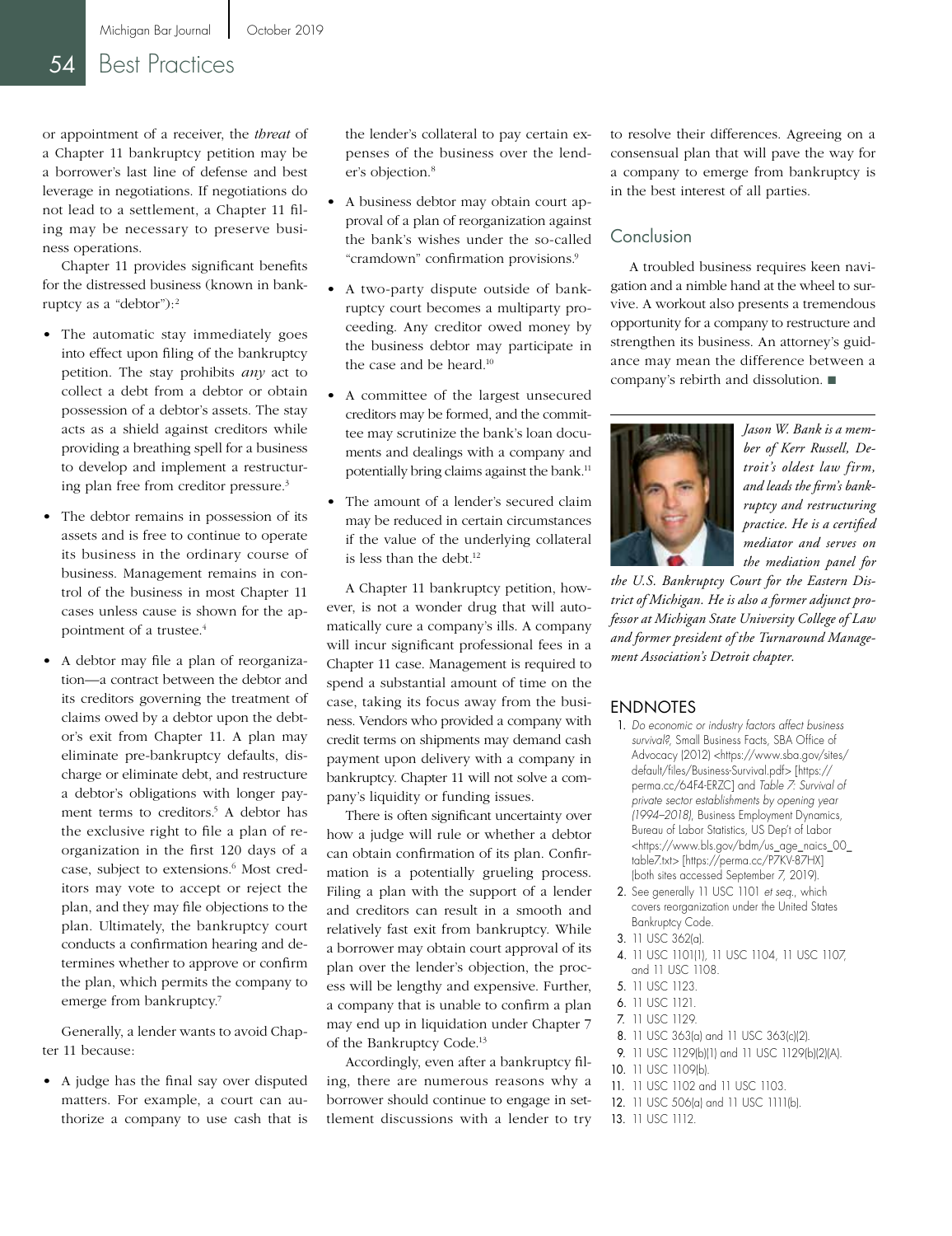or appointment of a receiver, the *threat* of a Chapter 11 bankruptcy petition may be a borrower's last line of defense and best leverage in negotiations. If negotiations do not lead to a settlement, a Chapter 11 filing may be necessary to preserve business operations.

Chapter 11 provides significant benefits for the distressed business (known in bankruptcy as a "debtor"):[2]

- The automatic stay immediately goes into effect upon filing of the bankruptcy petition. The stay prohibits *any* act to collect a debt from a debtor or obtain possession of a debtor's assets. The stay acts as a shield against creditors while providing a breathing spell for a business to develop and implement a restructuring plan free from creditor pressure.[3]
- The debtor remains in possession of its assets and is free to continue to operate its business in the ordinary course of business. Management remains in control of the business in most Chapter 11 cases unless cause is shown for the appointment of a trustee.[4]
- A debtor may file a plan of reorganization—a contract between the debtor and its creditors governing the treatment of claims owed by a debtor upon the debtor's exit from Chapter 11. A plan may eliminate pre-bankruptcy defaults, discharge or eliminate debt, and restructure a debtor's obligations with longer payment terms to creditors.[5] A debtor has the exclusive right to file a plan of reorganization in the first 120 days of a case, subject to extensions.[6] Most creditors may vote to accept or reject the plan, and they may file objections to the plan. Ultimately, the bankruptcy court conducts a confirmation hearing and determines whether to approve or confirm the plan, which permits the company to emerge from bankruptcy.[7]

Generally, a lender wants to avoid Chapter 11 because:

- A judge has the final say over disputed matters. For example, a court can authorize a company to use cash that is the lender's collateral to pay certain expenses of the business over the lender's objection.[8]
- A business debtor may obtain court approval of a plan of reorganization against the bank's wishes under the so-called "cramdown" confirmation provisions.[9]
- A two-party dispute outside of bankruptcy court becomes a multiparty proceeding. Any creditor owed money by the business debtor may participate in the case and be heard.[10]
- A committee of the largest unsecured creditors may be formed, and the committee may scrutinize the bank's loan documents and dealings with a company and potentially bring claims against the bank.[11]
- The amount of a lender's secured claim may be reduced in certain circumstances if the value of the underlying collateral is less than the debt.[12]

A Chapter 11 bankruptcy petition, however, is not a wonder drug that will automatically cure a company's ills. A company will incur significant professional fees in a Chapter 11 case. Management is required to spend a substantial amount of time on the case, taking its focus away from the business. Vendors who provided a company with credit terms on shipments may demand cash payment upon delivery with a company in bankruptcy. Chapter 11 will not solve a company's liquidity or funding issues.

There is often significant uncertainty over how a judge will rule or whether a debtor can obtain confirmation of its plan. Confirmation is a potentially grueling process. Filing a plan with the support of a lender and creditors can result in a smooth and relatively fast exit from bankruptcy. While a borrower may obtain court approval of its plan over the lender's objection, the process will be lengthy and expensive. Further, a company that is unable to confirm a plan may end up in liquidation under Chapter 7 of the Bankruptcy Code.[13]

Accordingly, even after a bankruptcy filing, there are numerous reasons why a borrower should continue to engage in settlement discussions with a lender to try to resolve their differences. Agreeing on a consensual plan that will pave the way for a company to emerge from bankruptcy is in the best interest of all parties.

## Conclusion

A troubled business requires keen navigation and a nimble hand at the wheel to survive. A workout also presents a tremendous opportunity for a company to restructure and strengthen its business. An attorney's guidance may mean the difference between a company's rebirth and dissolution. ■

---

*Jason W. Bank is a member of Kerr Russell, Detroit's oldest law firm, and leads the firm's bankruptcy and restructuring practice. He is a certified mediator and serves on the mediation panel for the U.S. Bankruptcy Court for the Eastern District of Michigan. He is also a former adjunct professor at Michigan State University College of Law and former president of the Turnaround Management Association's Detroit chapter.*

## ENDNOTES

1. *Do economic or industry factors affect business survival?*, Small Business Facts, SBA Office of Advocacy (2012) <https://www.sba.gov/sites/default/files/Business-Survival.pdf> [https://perma.cc/64F4-ERZC] and *Table 7: Survival of private sector establishments by opening year (1994–2018)*, Business Employment Dynamics, Bureau of Labor Statistics, US Dep't of Labor <https://www.bls.gov/bdm/us_age_naics_00_table7.txt> [https://perma.cc/P7KV-87HX] (both sites accessed September 7, 2019).
2. See generally 11 USC 1101 *et seq.*, which covers reorganization under the United States Bankruptcy Code.
3. 11 USC 362(a).
4. 11 USC 1101(1), 11 USC 1104, 11 USC 1107, and 11 USC 1108.
5. 11 USC 1123.
6. 11 USC 1121.
7. 11 USC 1129.
8. 11 USC 363(a) and 11 USC 363(c)(2).
9. 11 USC 1129(b)(1) and 11 USC 1129(b)(2)(A).
10. 11 USC 1109(b).
11. 11 USC 1102 and 11 USC 1103.
12. 11 USC 506(a) and 11 USC 1111(b).
13. 11 USC 1112.